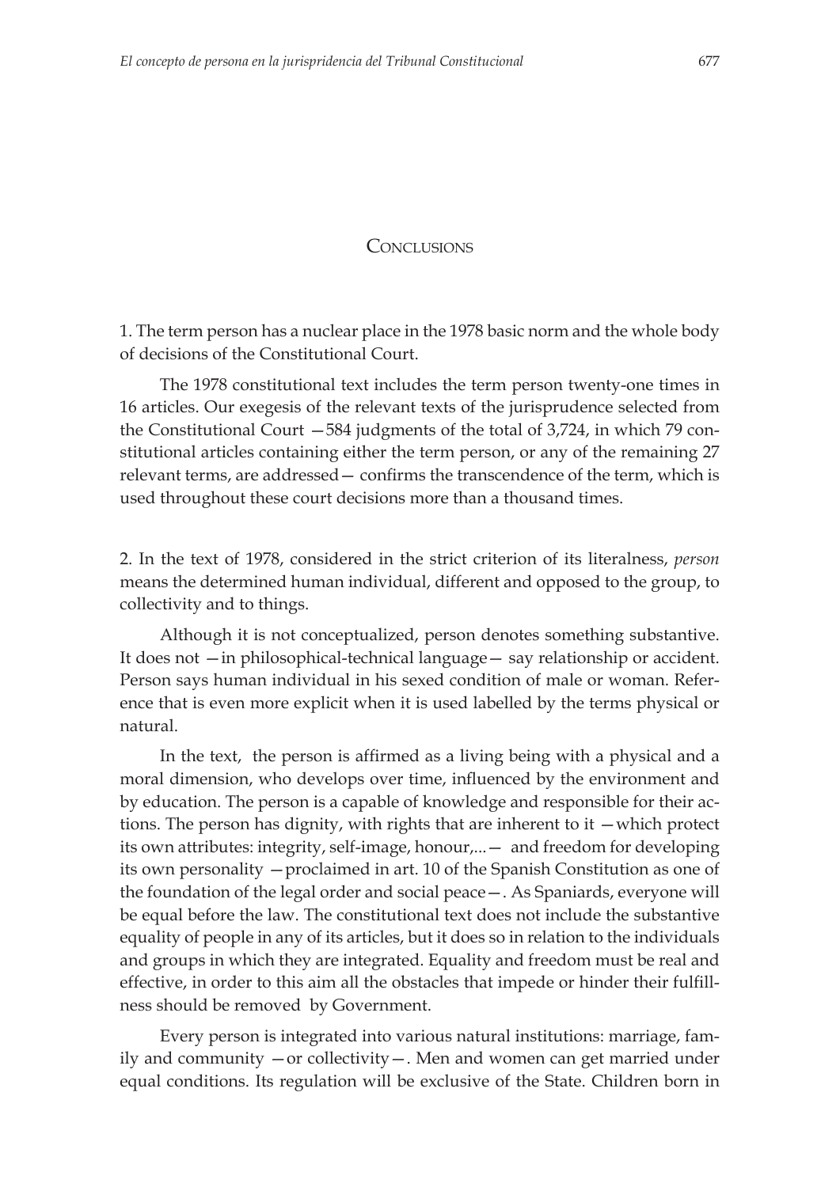# Conclusions

1. The term person has a nuclear place in the 1978 basic norm and the whole body of decisions of the Constitutional Court.

The 1978 constitutional text includes the term person twenty-one times in 16 articles. Our exegesis of the relevant texts of the jurisprudence selected from the Constitutional Court —584 judgments of the total of 3,724, in which 79 constitutional articles containing either the term person, or any of the remaining 27 relevant terms, are addressed— confirms the transcendence of the term, which is used throughout these court decisions more than a thousand times.

2. In the text of 1978, considered in the strict criterion of its literalness, *person* means the determined human individual, different and opposed to the group, to collectivity and to things.

Although it is not conceptualized, person denotes something substantive. It does not —in philosophical-technical language— say relationship or accident. Person says human individual in his sexed condition of male or woman. Reference that is even more explicit when it is used labelled by the terms physical or natural.

In the text, the person is affirmed as a living being with a physical and a moral dimension, who develops over time, influenced by the environment and by education. The person is a capable of knowledge and responsible for their actions. The person has dignity, with rights that are inherent to it —which protect its own attributes: integrity, self-image, honour,...— and freedom for developing its own personality —proclaimed in art. 10 of the Spanish Constitution as one of the foundation of the legal order and social peace—. As Spaniards, everyone will be equal before the law. The constitutional text does not include the substantive equality of people in any of its articles, but it does so in relation to the individuals and groups in which they are integrated. Equality and freedom must be real and effective, in order to this aim all the obstacles that impede or hinder their fulfillness should be removed by Government.

Every person is integrated into various natural institutions: marriage, family and community —or collectivity—. Men and women can get married under equal conditions. Its regulation will be exclusive of the State. Children born in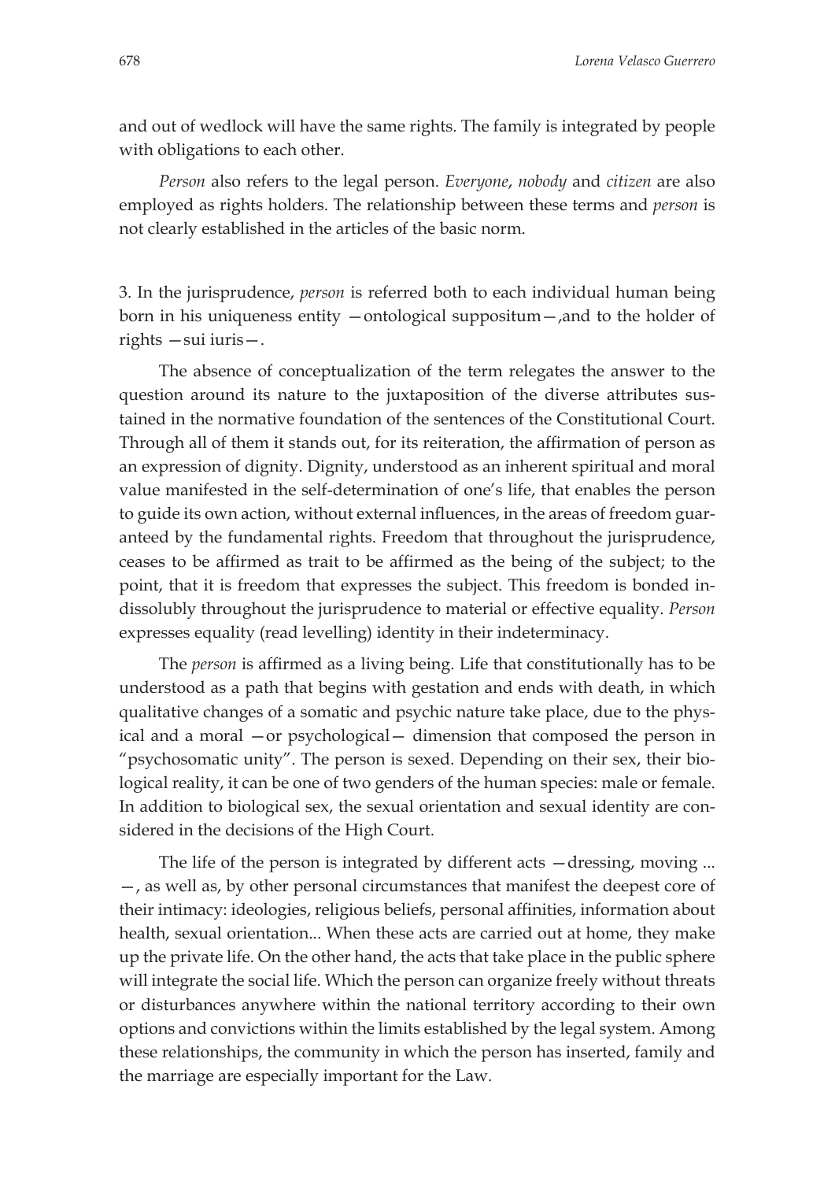and out of wedlock will have the same rights. The family is integrated by people with obligations to each other.

*Person* also refers to the legal person. *Everyone*, *nobody* and *citizen* are also employed as rights holders. The relationship between these terms and *person* is not clearly established in the articles of the basic norm.

3. In the jurisprudence, *person* is referred both to each individual human being born in his uniqueness entity —ontological suppositum—,and to the holder of rights —sui iuris—.

The absence of conceptualization of the term relegates the answer to the question around its nature to the juxtaposition of the diverse attributes sustained in the normative foundation of the sentences of the Constitutional Court. Through all of them it stands out, for its reiteration, the affirmation of person as an expression of dignity. Dignity, understood as an inherent spiritual and moral value manifested in the self-determination of one's life, that enables the person to guide its own action, without external influences, in the areas of freedom guaranteed by the fundamental rights. Freedom that throughout the jurisprudence, ceases to be affirmed as trait to be affirmed as the being of the subject; to the point, that it is freedom that expresses the subject. This freedom is bonded indissolubly throughout the jurisprudence to material or effective equality. *Person* expresses equality (read levelling) identity in their indeterminacy.

The *person* is affirmed as a living being. Life that constitutionally has to be understood as a path that begins with gestation and ends with death, in which qualitative changes of a somatic and psychic nature take place, due to the physical and a moral —or psychological— dimension that composed the person in "psychosomatic unity". The person is sexed. Depending on their sex, their biological reality, it can be one of two genders of the human species: male or female. In addition to biological sex, the sexual orientation and sexual identity are considered in the decisions of the High Court.

The life of the person is integrated by different acts —dressing, moving ... —, as well as, by other personal circumstances that manifest the deepest core of their intimacy: ideologies, religious beliefs, personal affinities, information about health, sexual orientation... When these acts are carried out at home, they make up the private life. On the other hand, the acts that take place in the public sphere will integrate the social life. Which the person can organize freely without threats or disturbances anywhere within the national territory according to their own options and convictions within the limits established by the legal system. Among these relationships, the community in which the person has inserted, family and the marriage are especially important for the Law.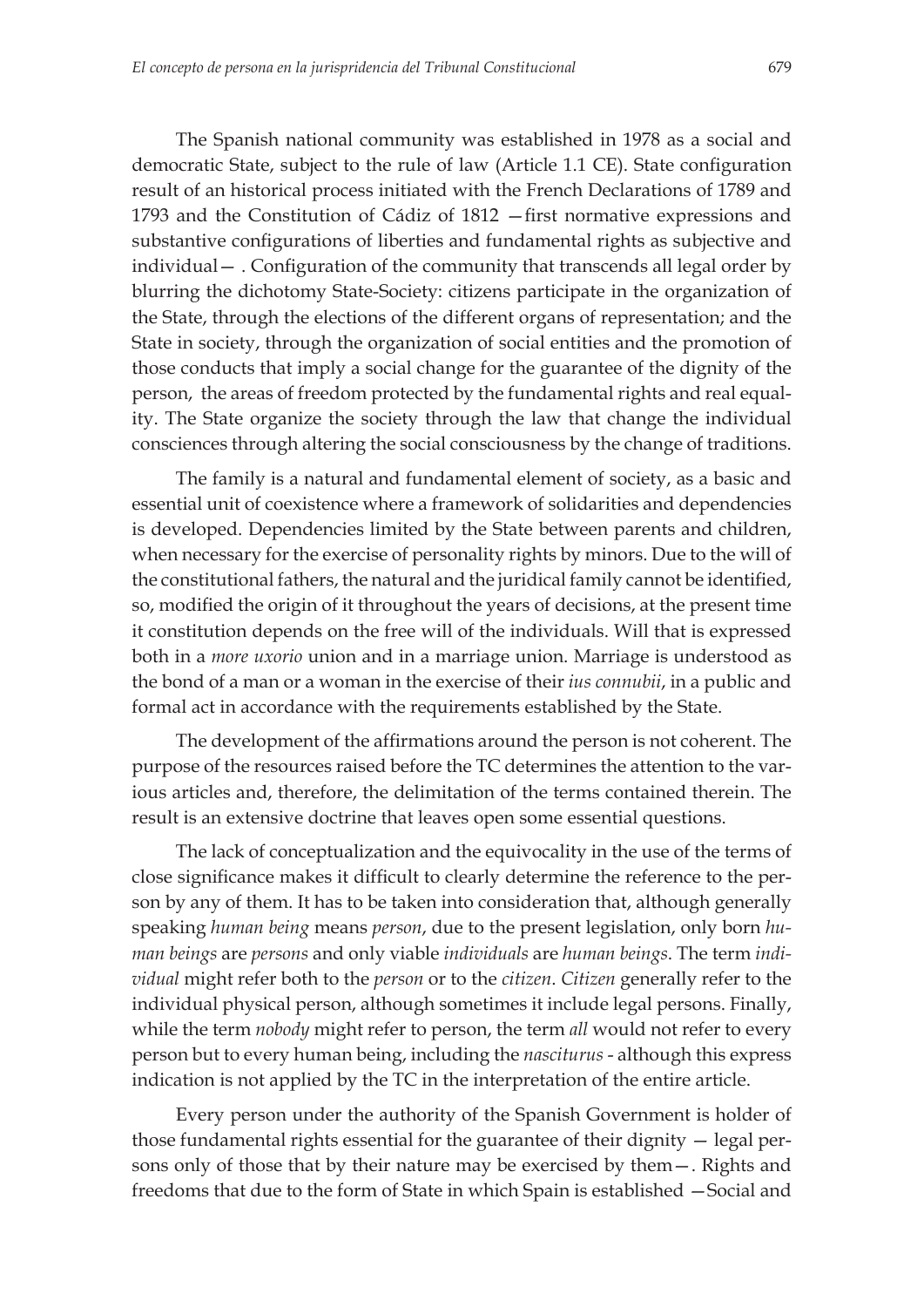The Spanish national community was established in 1978 as a social and democratic State, subject to the rule of law (Article 1.1 CE). State configuration result of an historical process initiated with the French Declarations of 1789 and 1793 and the Constitution of Cádiz of 1812 —first normative expressions and substantive configurations of liberties and fundamental rights as subjective and individual— . Configuration of the community that transcends all legal order by blurring the dichotomy State-Society: citizens participate in the organization of the State, through the elections of the different organs of representation; and the State in society, through the organization of social entities and the promotion of those conducts that imply a social change for the guarantee of the dignity of the person, the areas of freedom protected by the fundamental rights and real equality. The State organize the society through the law that change the individual consciences through altering the social consciousness by the change of traditions.

The family is a natural and fundamental element of society, as a basic and essential unit of coexistence where a framework of solidarities and dependencies is developed. Dependencies limited by the State between parents and children, when necessary for the exercise of personality rights by minors. Due to the will of the constitutional fathers, the natural and the juridical family cannot be identified, so, modified the origin of it throughout the years of decisions, at the present time it constitution depends on the free will of the individuals. Will that is expressed both in a *more uxorio* union and in a marriage union. Marriage is understood as the bond of a man or a woman in the exercise of their *ius connubii*, in a public and formal act in accordance with the requirements established by the State.

The development of the affirmations around the person is not coherent. The purpose of the resources raised before the TC determines the attention to the various articles and, therefore, the delimitation of the terms contained therein. The result is an extensive doctrine that leaves open some essential questions.

The lack of conceptualization and the equivocality in the use of the terms of close significance makes it difficult to clearly determine the reference to the person by any of them. It has to be taken into consideration that, although generally speaking *human being* means *person*, due to the present legislation, only born *human beings* are *persons* and only viable *individuals* are *human beings*. The term *individual* might refer both to the *person* or to the *citizen*. *Citizen* generally refer to the individual physical person, although sometimes it include legal persons. Finally, while the term *nobody* might refer to person, the term *all* would not refer to every person but to every human being, including the *nasciturus* - although this express indication is not applied by the TC in the interpretation of the entire article.

Every person under the authority of the Spanish Government is holder of those fundamental rights essential for the guarantee of their dignity — legal persons only of those that by their nature may be exercised by them—. Rights and freedoms that due to the form of State in which Spain is established —Social and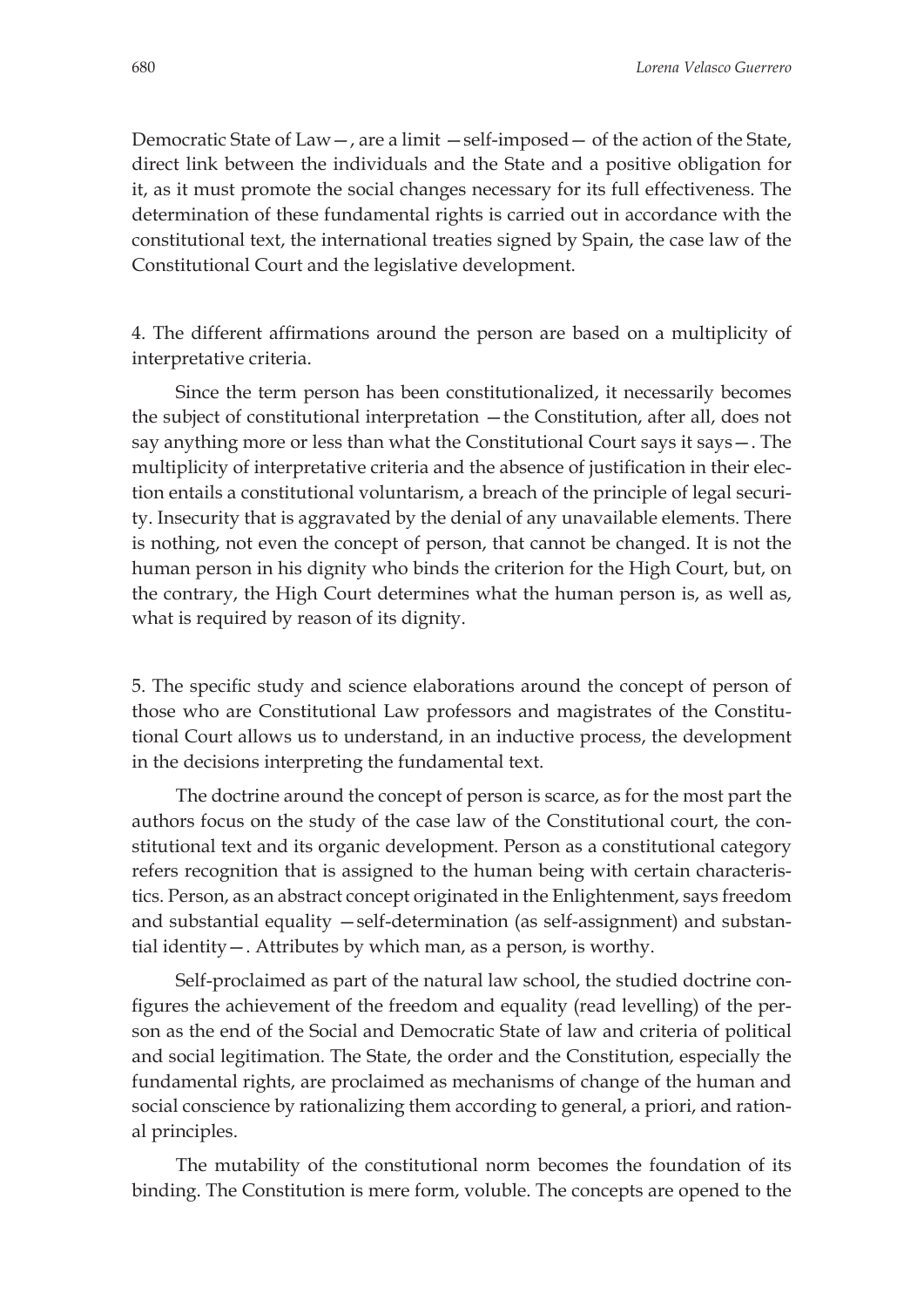Democratic State of Law—, are a limit —self-imposed— of the action of the State, direct link between the individuals and the State and a positive obligation for it, as it must promote the social changes necessary for its full effectiveness. The determination of these fundamental rights is carried out in accordance with the constitutional text, the international treaties signed by Spain, the case law of the Constitutional Court and the legislative development.

4. The different affirmations around the person are based on a multiplicity of interpretative criteria.

Since the term person has been constitutionalized, it necessarily becomes the subject of constitutional interpretation —the Constitution, after all, does not say anything more or less than what the Constitutional Court says it says—. The multiplicity of interpretative criteria and the absence of justification in their election entails a constitutional voluntarism, a breach of the principle of legal security. Insecurity that is aggravated by the denial of any unavailable elements. There is nothing, not even the concept of person, that cannot be changed. It is not the human person in his dignity who binds the criterion for the High Court, but, on the contrary, the High Court determines what the human person is, as well as, what is required by reason of its dignity.

5. The specific study and science elaborations around the concept of person of those who are Constitutional Law professors and magistrates of the Constitutional Court allows us to understand, in an inductive process, the development in the decisions interpreting the fundamental text.

The doctrine around the concept of person is scarce, as for the most part the authors focus on the study of the case law of the Constitutional court, the constitutional text and its organic development. Person as a constitutional category refers recognition that is assigned to the human being with certain characteristics. Person, as an abstract concept originated in the Enlightenment, says freedom and substantial equality —self-determination (as self-assignment) and substantial identity—. Attributes by which man, as a person, is worthy.

Self-proclaimed as part of the natural law school, the studied doctrine configures the achievement of the freedom and equality (read levelling) of the person as the end of the Social and Democratic State of law and criteria of political and social legitimation. The State, the order and the Constitution, especially the fundamental rights, are proclaimed as mechanisms of change of the human and social conscience by rationalizing them according to general, a priori, and rational principles.

The mutability of the constitutional norm becomes the foundation of its binding. The Constitution is mere form, voluble. The concepts are opened to the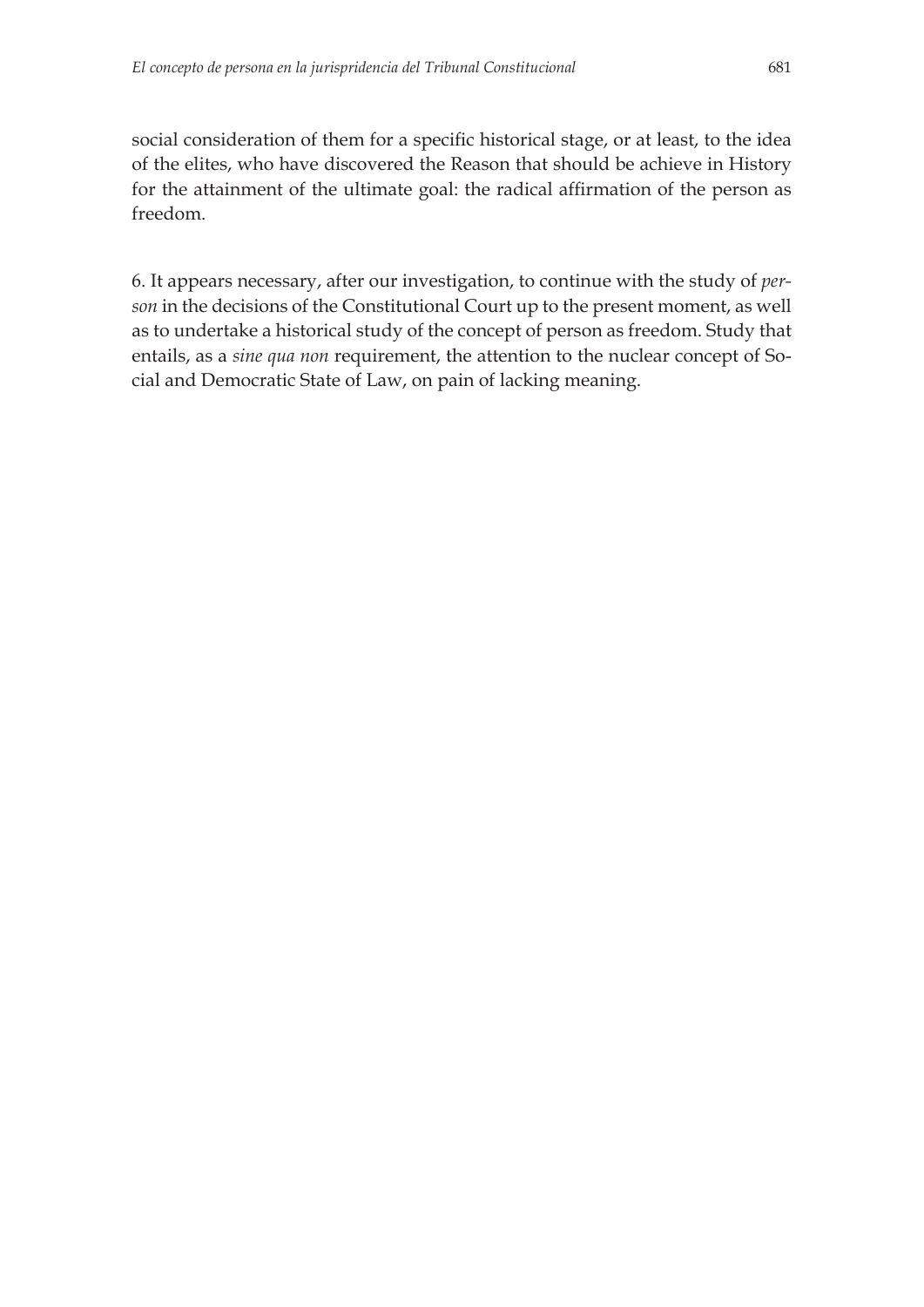social consideration of them for a specific historical stage, or at least, to the idea of the elites, who have discovered the Reason that should be achieve in History for the attainment of the ultimate goal: the radical affirmation of the person as freedom.

6. It appears necessary, after our investigation, to continue with the study of *person* in the decisions of the Constitutional Court up to the present moment, as well as to undertake a historical study of the concept of person as freedom. Study that entails, as a *sine qua non* requirement, the attention to the nuclear concept of Social and Democratic State of Law, on pain of lacking meaning.